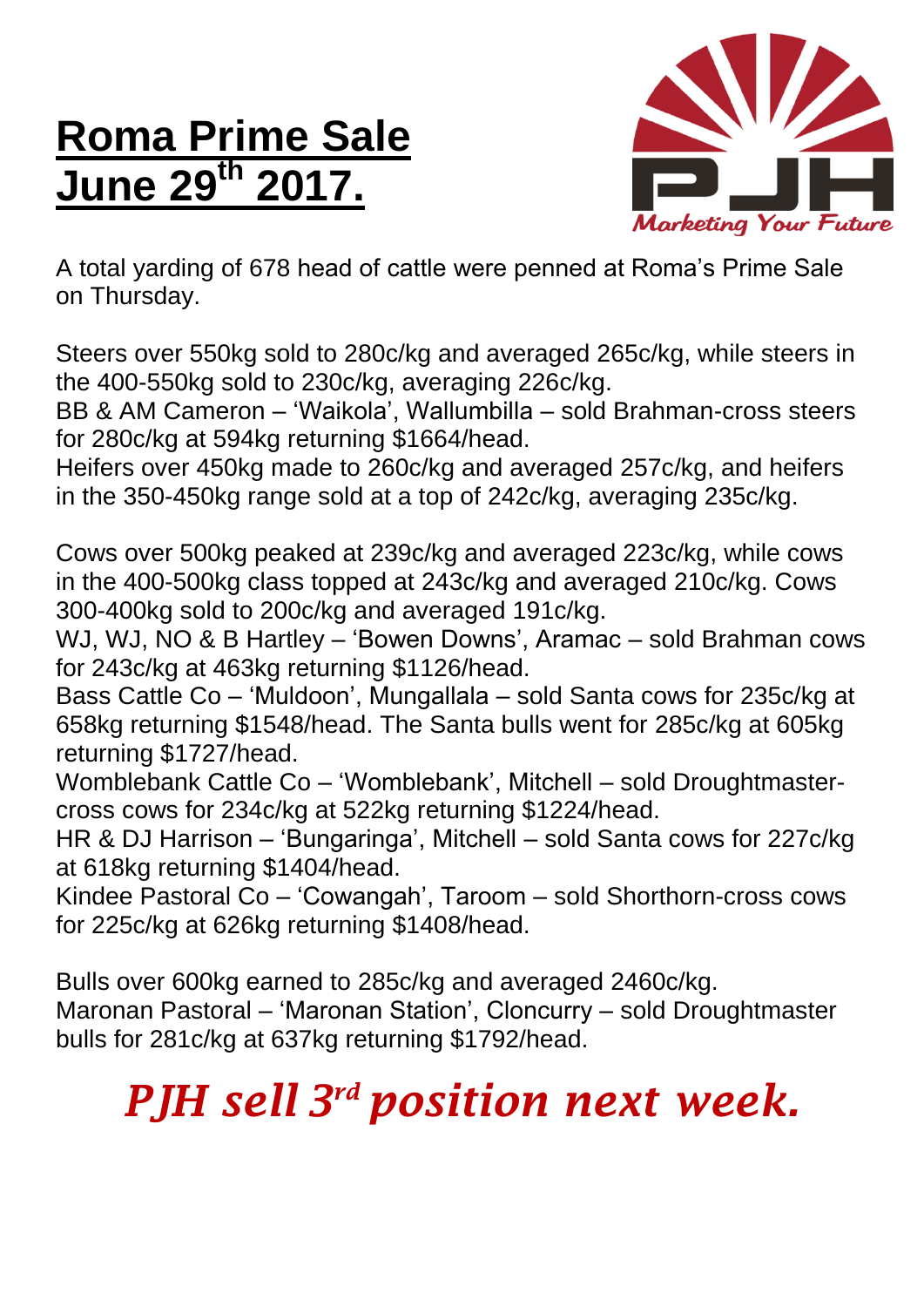# Roma Prime Sale June 29th 2017.

Marketing Your Future

A total yarding of 678 head of cattle were penned at Roma's Prime Sale on Thursday.

Steers over 550kg sold to 280c/kg and averaged 265c/kg, while steers in the 400-550kg sold to 230c/kg, averaging 226c/kg.
BB & AM Cameron – 'Waikola', Wallumbilla – sold Brahman-cross steers for 280c/kg at 594kg returning $1664/head.
Heifers over 450kg made to 260c/kg and averaged 257c/kg, and heifers in the 350-450kg range sold at a top of 242c/kg, averaging 235c/kg.

Cows over 500kg peaked at 239c/kg and averaged 223c/kg, while cows in the 400-500kg class topped at 243c/kg and averaged 210c/kg. Cows 300-400kg sold to 200c/kg and averaged 191c/kg.
WJ, WJ, NO & B Hartley – 'Bowen Downs', Aramac – sold Brahman cows for 243c/kg at 463kg returning $1126/head.
Bass Cattle Co – 'Muldoon', Mungallala – sold Santa cows for 235c/kg at 658kg returning $1548/head. The Santa bulls went for 285c/kg at 605kg returning $1727/head.
Womblebank Cattle Co – 'Womblebank', Mitchell – sold Droughtmaster-cross cows for 234c/kg at 522kg returning $1224/head.
HR & DJ Harrison – 'Bungaringa', Mitchell – sold Santa cows for 227c/kg at 618kg returning $1404/head.
Kindee Pastoral Co – 'Cowangah', Taroom – sold Shorthorn-cross cows for 225c/kg at 626kg returning $1408/head.

Bulls over 600kg earned to 285c/kg and averaged 2460c/kg.
Maronan Pastoral – 'Maronan Station', Cloncurry – sold Droughtmaster bulls for 281c/kg at 637kg returning $1792/head.

***PJH sell 3rd position next week.***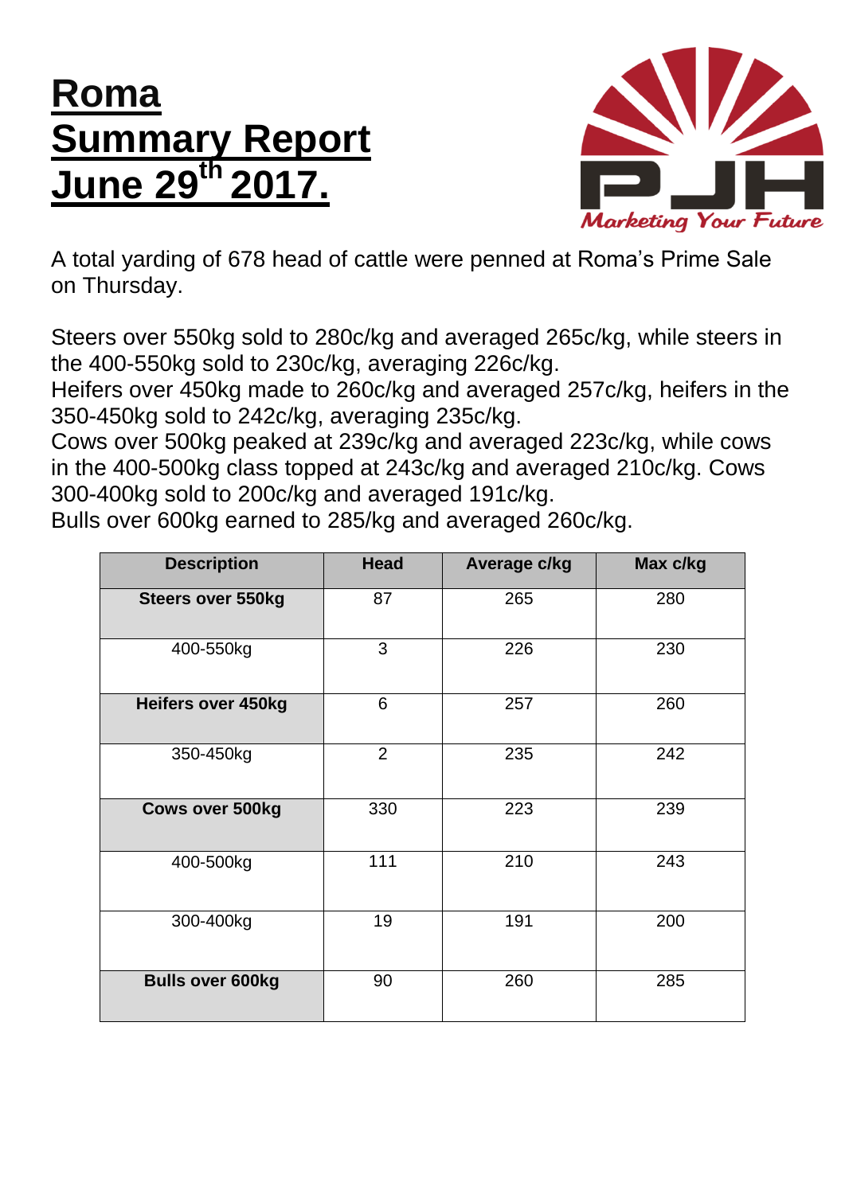# Roma Summary Report June 29th 2017.

PJH
Marketing Your Future

A total yarding of 678 head of cattle were penned at Roma's Prime Sale on Thursday.

Steers over 550kg sold to 280c/kg and averaged 265c/kg, while steers in the 400-550kg sold to 230c/kg, averaging 226c/kg.
Heifers over 450kg made to 260c/kg and averaged 257c/kg, heifers in the 350-450kg sold to 242c/kg, averaging 235c/kg.
Cows over 500kg peaked at 239c/kg and averaged 223c/kg, while cows in the 400-500kg class topped at 243c/kg and averaged 210c/kg. Cows 300-400kg sold to 200c/kg and averaged 191c/kg.
Bulls over 600kg earned to 285/kg and averaged 260c/kg.

| Description | Head | Average c/kg | Max c/kg |
|---|---|---|---|
| **Steers over 550kg** | 87 | 265 | 280 |
| 400-550kg | 3 | 226 | 230 |
| **Heifers over 450kg** | 6 | 257 | 260 |
| 350-450kg | 2 | 235 | 242 |
| **Cows over 500kg** | 330 | 223 | 239 |
| 400-500kg | 111 | 210 | 243 |
| 300-400kg | 19 | 191 | 200 |
| **Bulls over 600kg** | 90 | 260 | 285 |